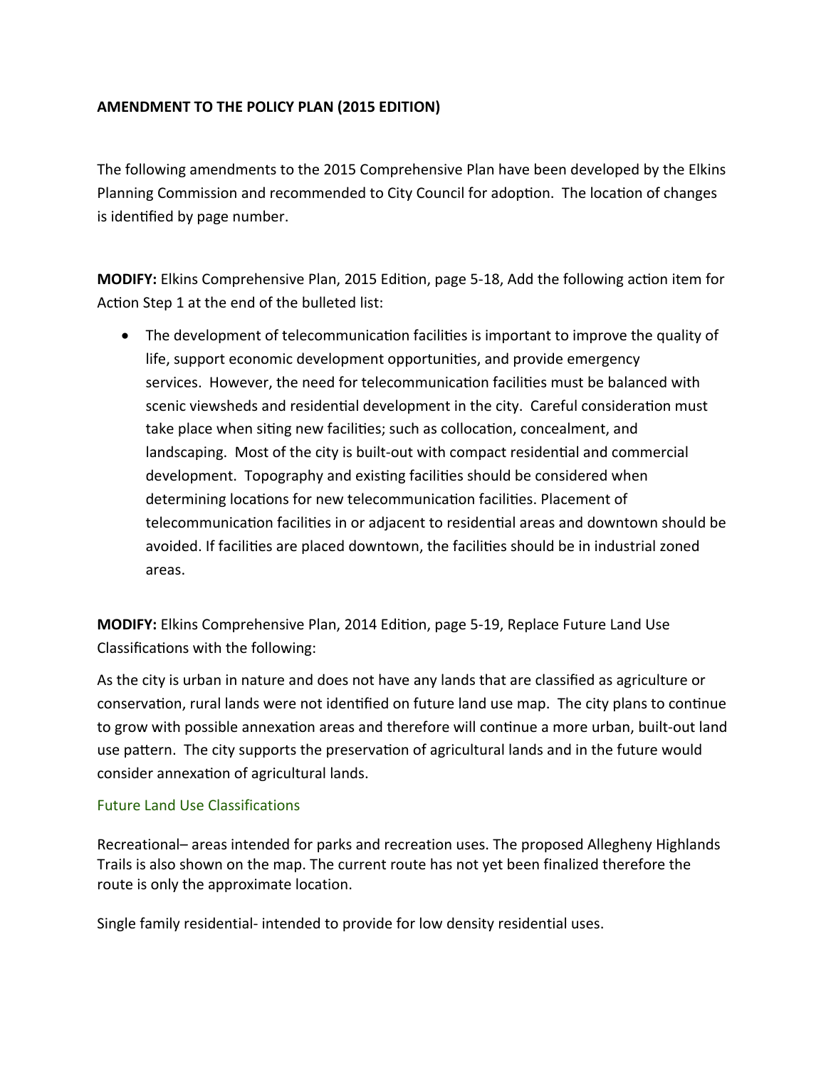**AMENDMENT TO THE POLICY PLAN (2015 EDITION)**

The following amendments to the 2015 Comprehensive Plan have been developed by the Elkins Planning Commission and recommended to City Council for adoption. The location of changes is identified by page number.

**MODIFY:** Elkins Comprehensive Plan, 2015 Edition, page 5-18, Add the following action item for Action Step 1 at the end of the bulleted list:

- The development of telecommunication facilities is important to improve the quality of life, support economic development opportunities, and provide emergency services. However, the need for telecommunication facilities must be balanced with scenic viewsheds and residential development in the city. Careful consideration must take place when siting new facilities; such as collocation, concealment, and landscaping. Most of the city is built-out with compact residential and commercial development. Topography and existing facilities should be considered when determining locations for new telecommunication facilities. Placement of telecommunication facilities in or adjacent to residential areas and downtown should be avoided. If facilities are placed downtown, the facilities should be in industrial zoned areas.

**MODIFY:** Elkins Comprehensive Plan, 2014 Edition, page 5-19, Replace Future Land Use Classifications with the following:

As the city is urban in nature and does not have any lands that are classified as agriculture or conservation, rural lands were not identified on future land use map. The city plans to continue to grow with possible annexation areas and therefore will continue a more urban, built-out land use pattern. The city supports the preservation of agricultural lands and in the future would consider annexation of agricultural lands.

### Future Land Use Classifications

Recreational– areas intended for parks and recreation uses. The proposed Allegheny Highlands Trails is also shown on the map. The current route has not yet been finalized therefore the route is only the approximate location.

Single family residential- intended to provide for low density residential uses.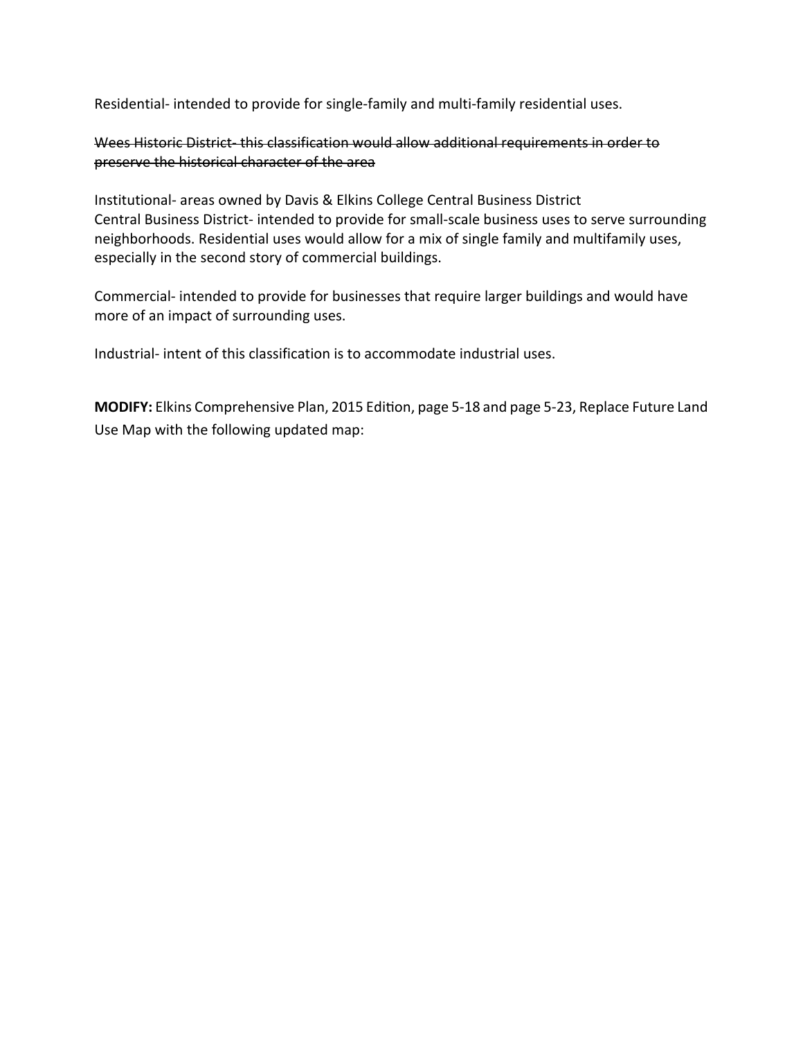Residential- intended to provide for single-family and multi-family residential uses.

~~Wees Historic District- this classification would allow additional requirements in order to preserve the historical character of the area~~

Institutional- areas owned by Davis & Elkins College Central Business District
Central Business District- intended to provide for small-scale business uses to serve surrounding neighborhoods. Residential uses would allow for a mix of single family and multifamily uses, especially in the second story of commercial buildings.

Commercial- intended to provide for businesses that require larger buildings and would have more of an impact of surrounding uses.

Industrial- intent of this classification is to accommodate industrial uses.

**MODIFY:** Elkins Comprehensive Plan, 2015 Edition, page 5-18 and page 5-23, Replace Future Land Use Map with the following updated map: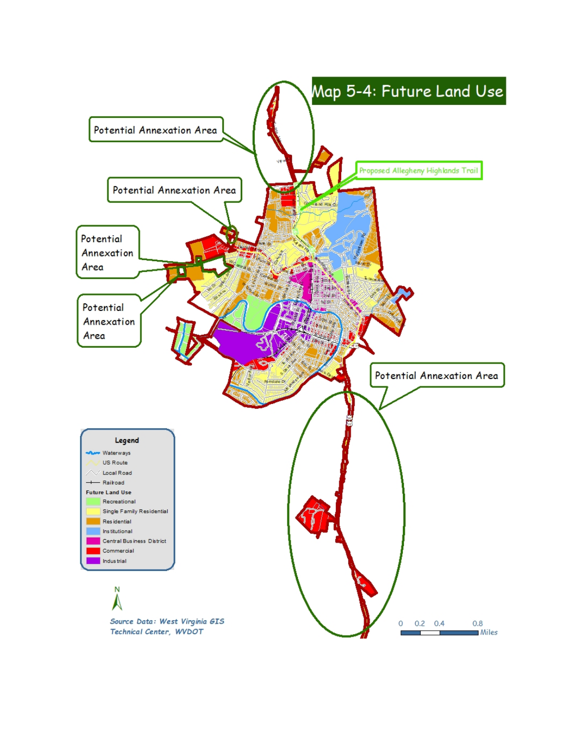# Map 5-4: Future Land Use

Potential Annexation Area

Potential Annexation Area

Potential Annexation Area

Potential Annexation Area

Potential Annexation Area

Proposed Allegheny Highlands Trail

**Legend**

Waterways

US Route

Local Road

Railroad

**Future Land Use**

Recreational

Single Family Residential

Residential

Institutional

Central Business District

Commercial

Industrial

N

*Source Data: West Virginia GIS Technical Center, WVDOT*

0 0.2 0.4 0.8 Miles